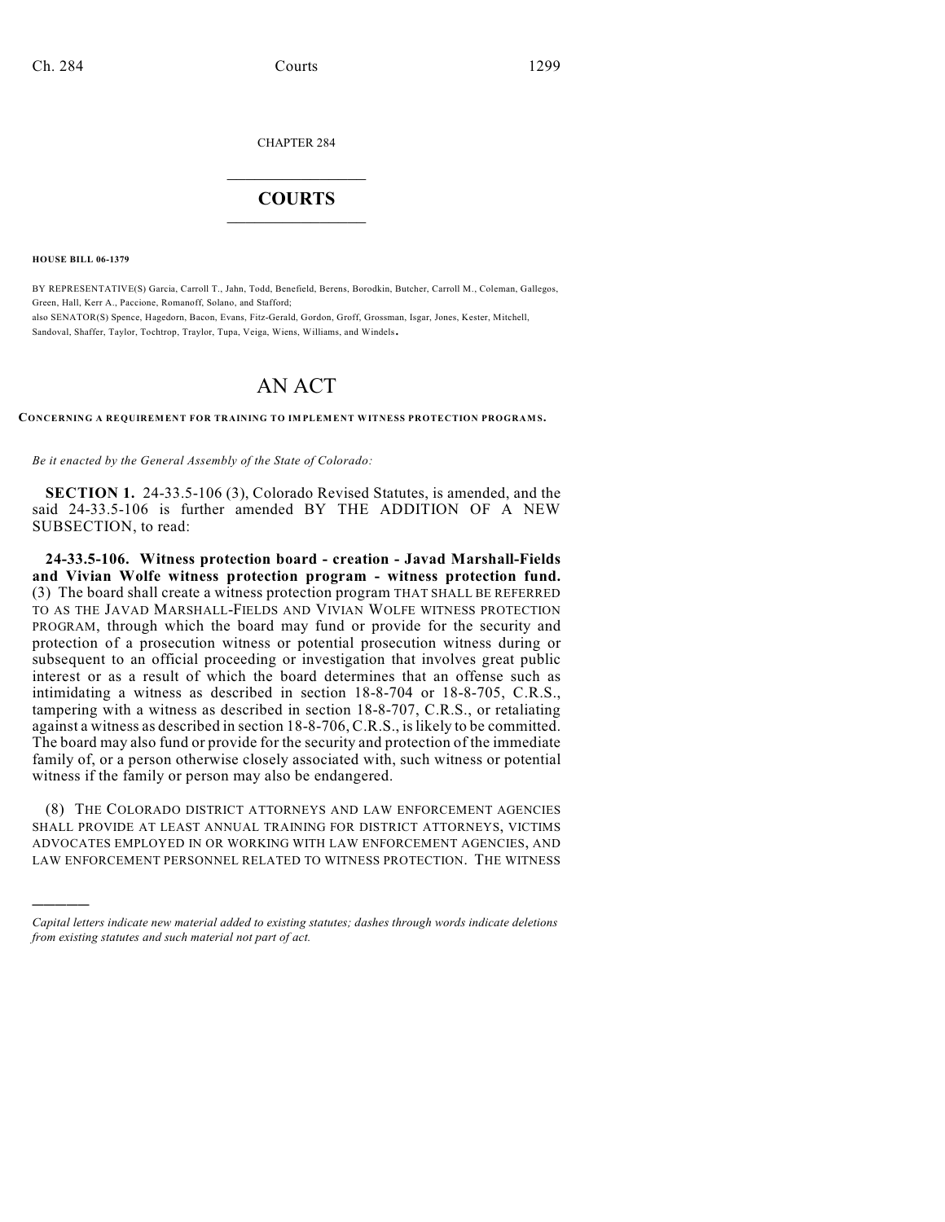CHAPTER 284

## COURTS

**HOUSE BILL 06-1379**

BY REPRESENTATIVE(S) Garcia, Carroll T., Jahn, Todd, Benefield, Berens, Borodkin, Butcher, Carroll M., Coleman, Gallegos, Green, Hall, Kerr A., Paccione, Romanoff, Solano, and Stafford;
also SENATOR(S) Spence, Hagedorn, Bacon, Evans, Fitz-Gerald, Gordon, Groff, Grossman, Isgar, Jones, Kester, Mitchell, Sandoval, Shaffer, Taylor, Tochtrop, Traylor, Tupa, Veiga, Wiens, Williams, and Windels.

# AN ACT

**CONCERNING A REQUIREMENT FOR TRAINING TO IMPLEMENT WITNESS PROTECTION PROGRAMS.**

*Be it enacted by the General Assembly of the State of Colorado:*

**SECTION 1.** 24-33.5-106 (3), Colorado Revised Statutes, is amended, and the said 24-33.5-106 is further amended BY THE ADDITION OF A NEW SUBSECTION, to read:

**24-33.5-106. Witness protection board - creation - Javad Marshall-Fields and Vivian Wolfe witness protection program - witness protection fund.** (3) The board shall create a witness protection program THAT SHALL BE REFERRED TO AS THE JAVAD MARSHALL-FIELDS AND VIVIAN WOLFE WITNESS PROTECTION PROGRAM, through which the board may fund or provide for the security and protection of a prosecution witness or potential prosecution witness during or subsequent to an official proceeding or investigation that involves great public interest or as a result of which the board determines that an offense such as intimidating a witness as described in section 18-8-704 or 18-8-705, C.R.S., tampering with a witness as described in section 18-8-707, C.R.S., or retaliating against a witness as described in section 18-8-706, C.R.S., is likely to be committed. The board may also fund or provide for the security and protection of the immediate family of, or a person otherwise closely associated with, such witness or potential witness if the family or person may also be endangered.

(8) THE COLORADO DISTRICT ATTORNEYS AND LAW ENFORCEMENT AGENCIES SHALL PROVIDE AT LEAST ANNUAL TRAINING FOR DISTRICT ATTORNEYS, VICTIMS ADVOCATES EMPLOYED IN OR WORKING WITH LAW ENFORCEMENT AGENCIES, AND LAW ENFORCEMENT PERSONNEL RELATED TO WITNESS PROTECTION. THE WITNESS

---

*Capital letters indicate new material added to existing statutes; dashes through words indicate deletions from existing statutes and such material not part of act.*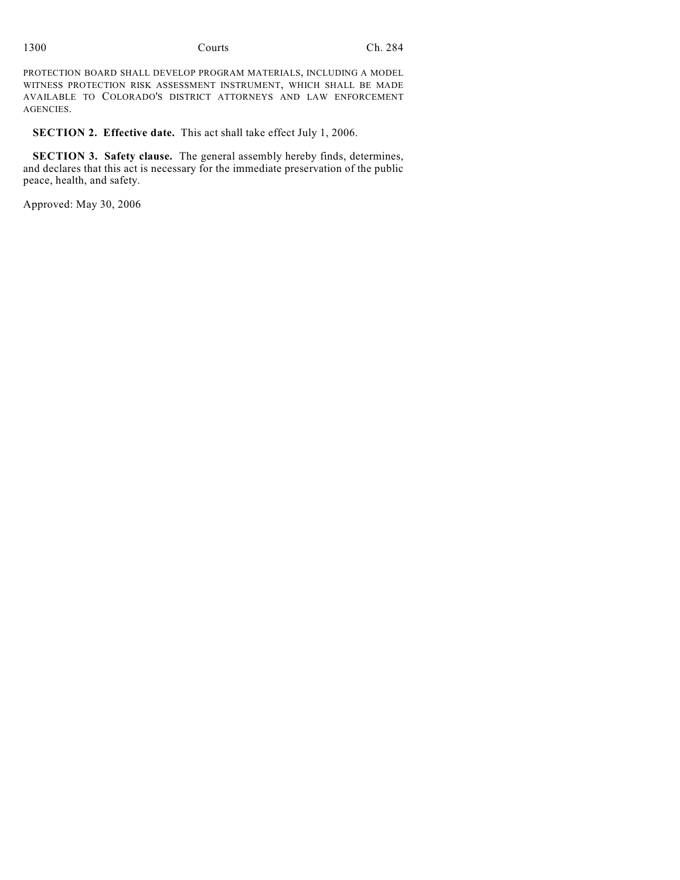PROTECTION BOARD SHALL DEVELOP PROGRAM MATERIALS, INCLUDING A MODEL WITNESS PROTECTION RISK ASSESSMENT INSTRUMENT, WHICH SHALL BE MADE AVAILABLE TO COLORADO'S DISTRICT ATTORNEYS AND LAW ENFORCEMENT AGENCIES.

**SECTION 2. Effective date.** This act shall take effect July 1, 2006.

**SECTION 3. Safety clause.** The general assembly hereby finds, determines, and declares that this act is necessary for the immediate preservation of the public peace, health, and safety.

Approved: May 30, 2006